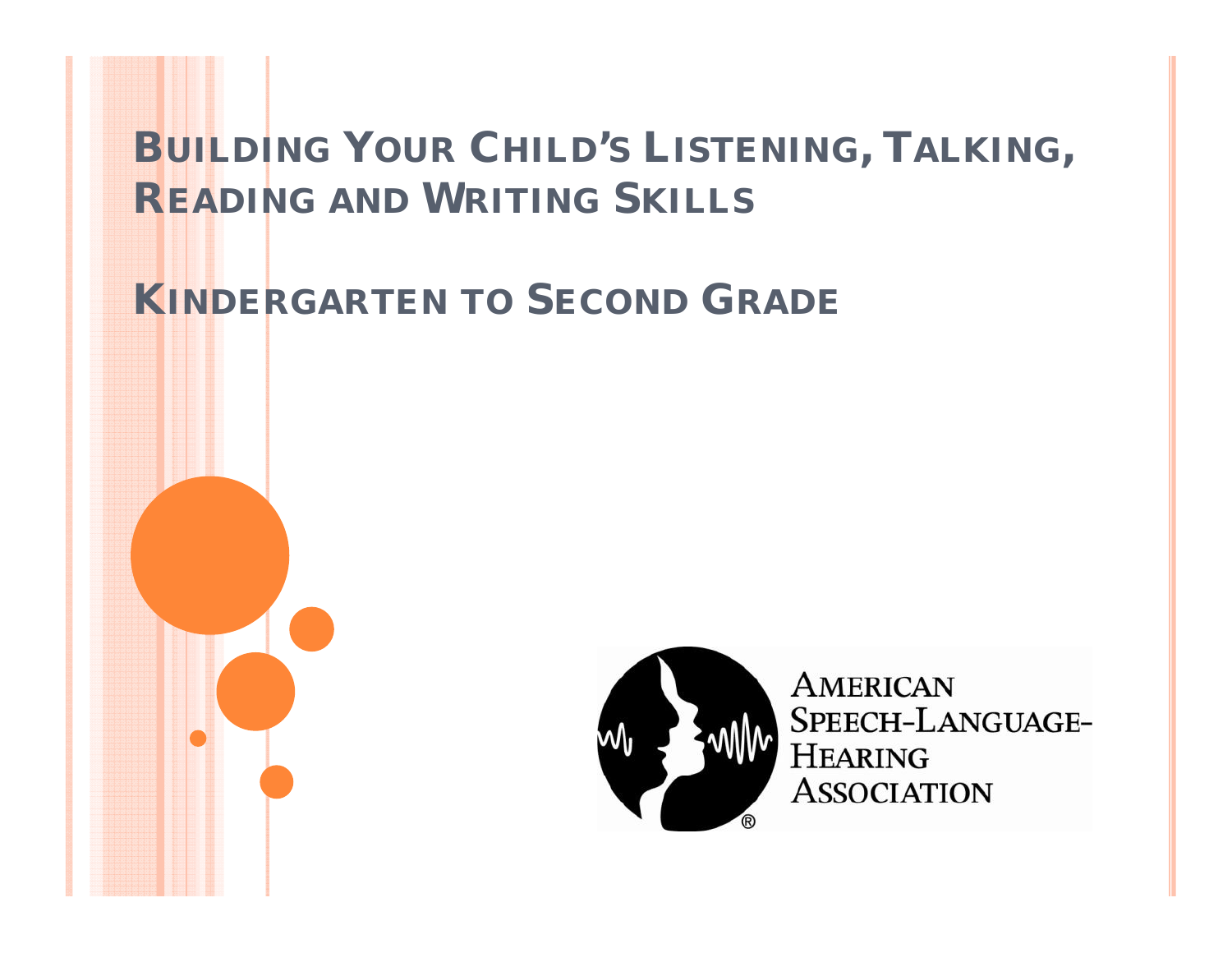# Building Your Child's Listening, Talking, Reading and Writing Skills

## Kindergarten to Second Grade

American Speech-Language-Hearing Association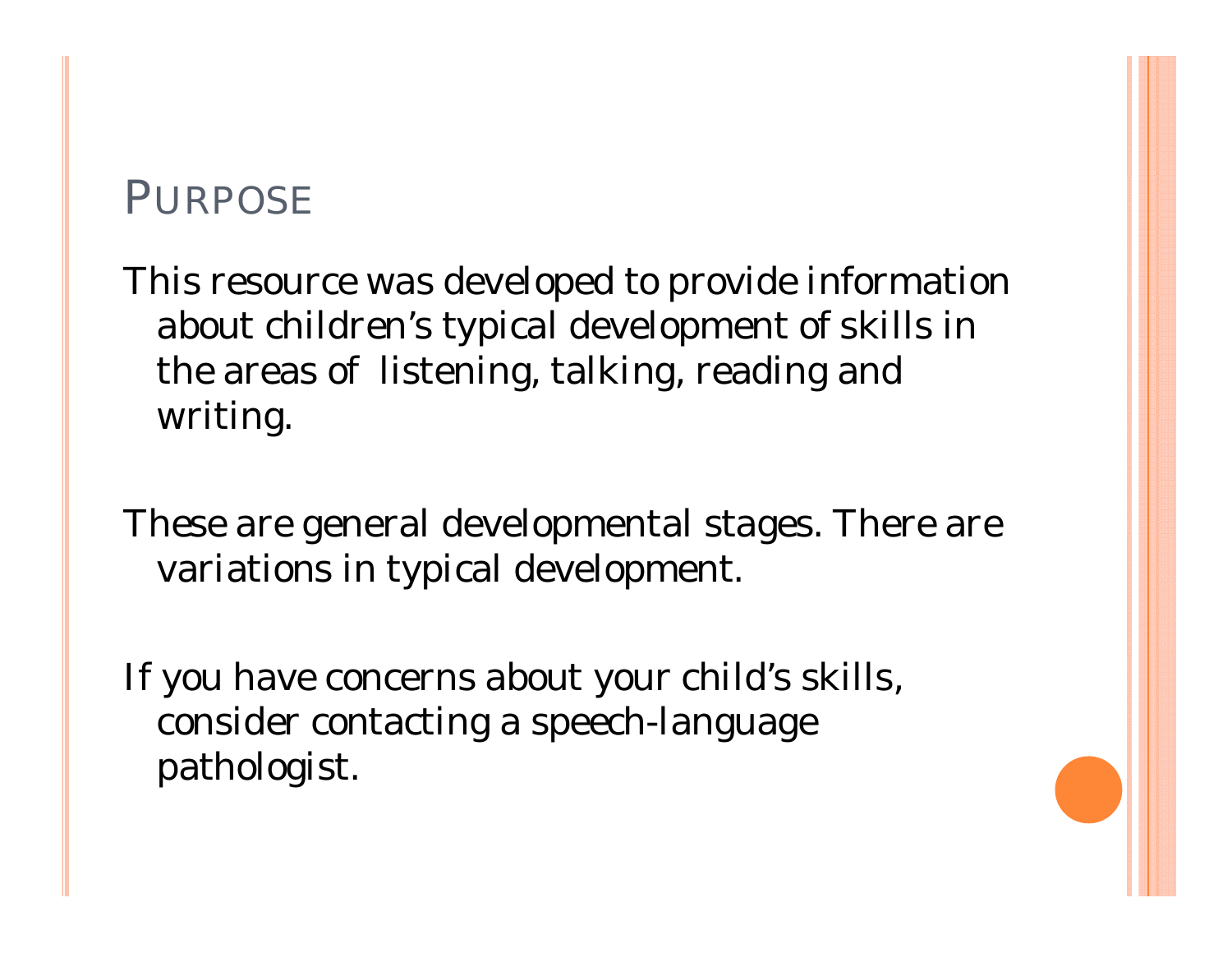# PURPOSE

This resource was developed to provide information about children's typical development of skills in the areas of listening, talking, reading and writing.

These are general developmental stages. There are variations in typical development.

If you have concerns about your child's skills, consider contacting a speech-language pathologist.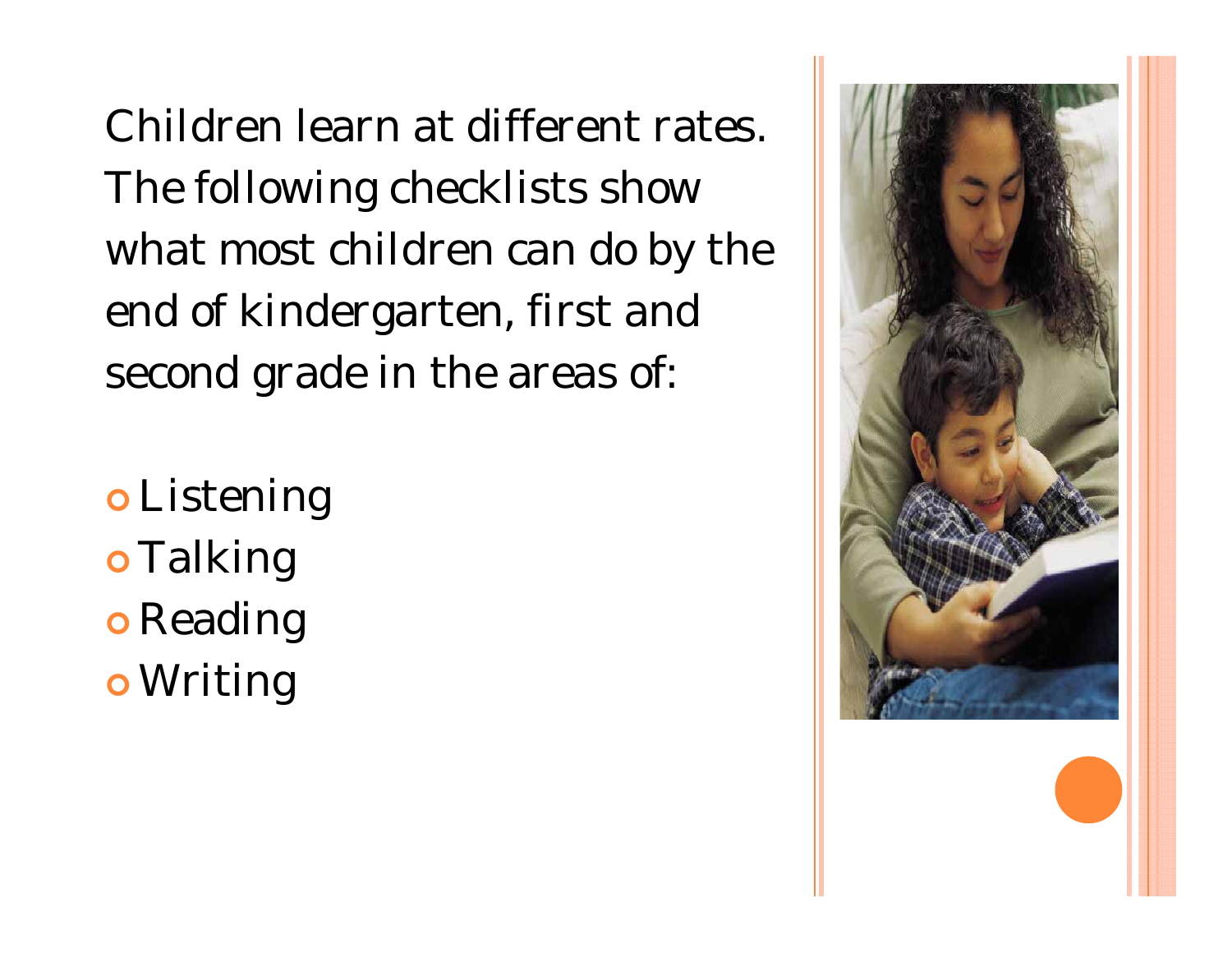Children learn at different rates. The following checklists show what most children can do by the end of kindergarten, first and second grade in the areas of:

- Listening
- Talking
- Reading
- Writing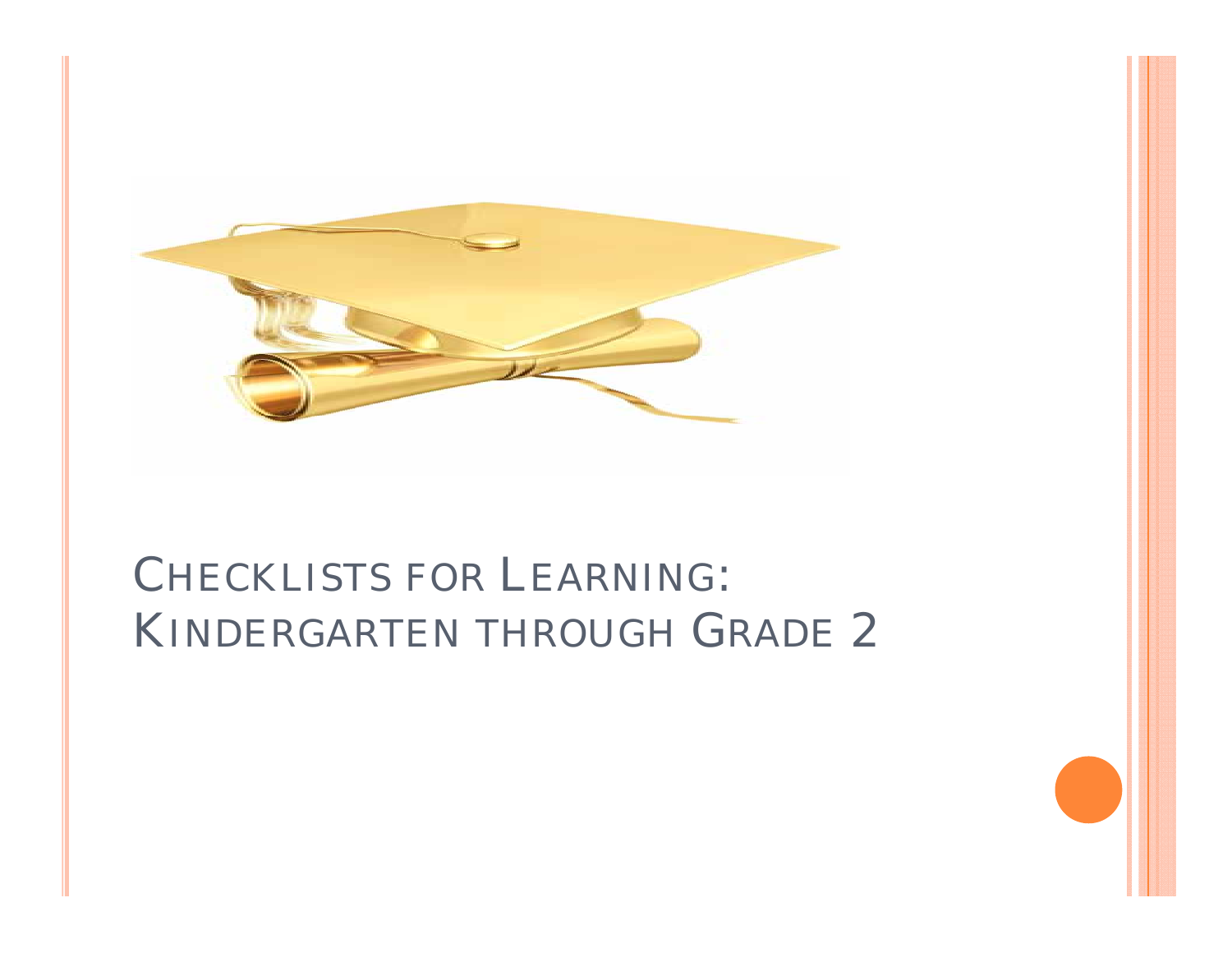# Checklists for Learning: Kindergarten through Grade 2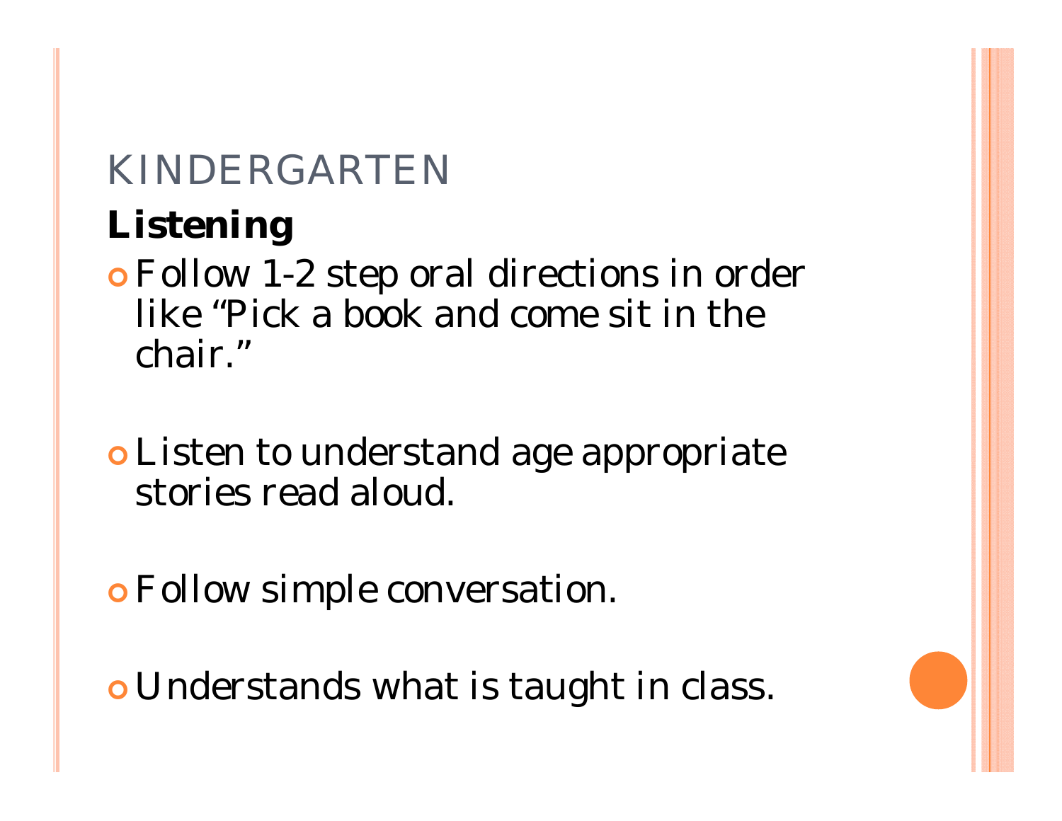# KINDERGARTEN

**Listening**

- Follow 1-2 step oral directions in order like "Pick a book and come sit in the chair."
- Listen to understand age appropriate stories read aloud.
- Follow simple conversation.
- Understands what is taught in class.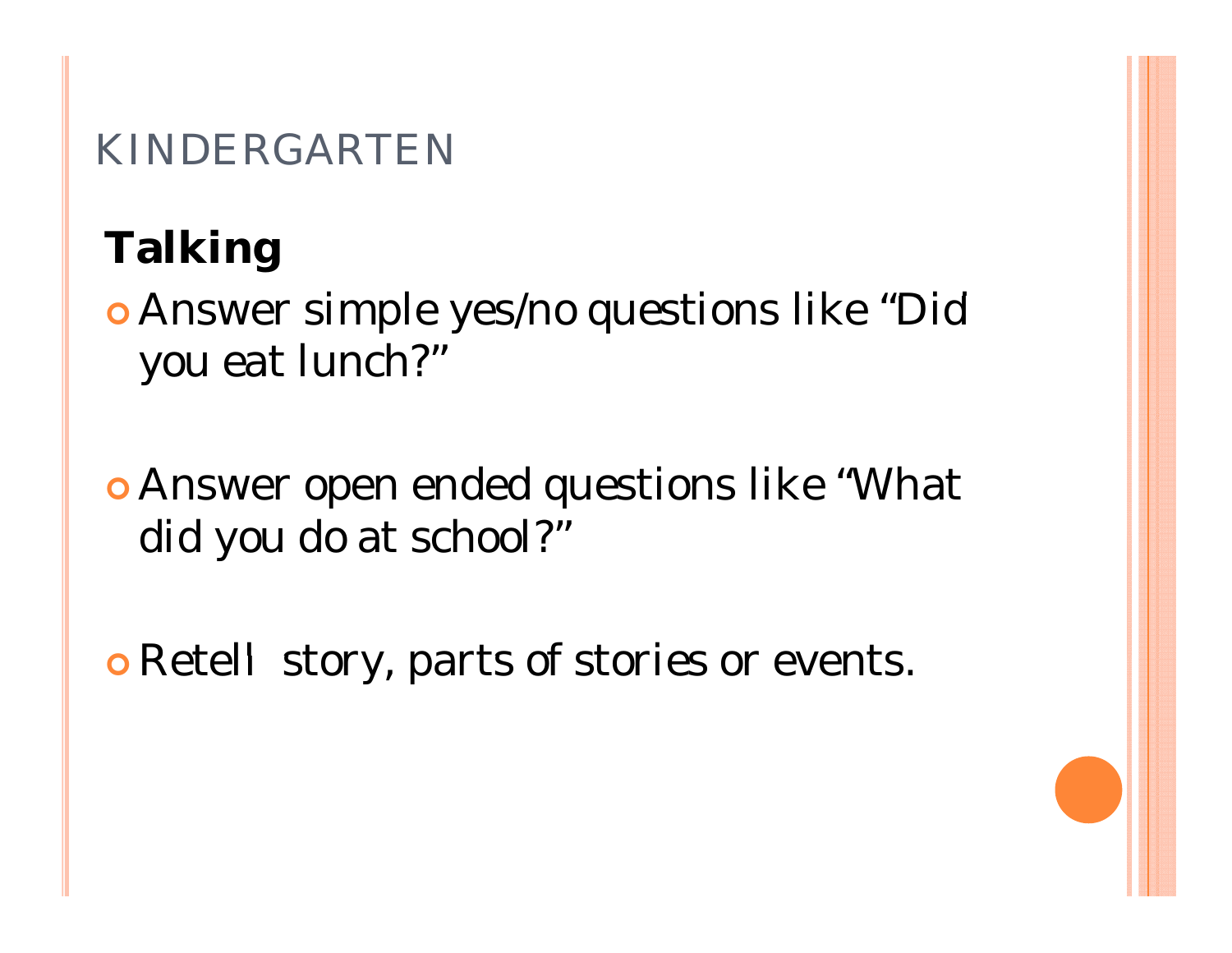# KINDERGARTEN

## Talking

- Answer simple yes/no questions like "Did you eat lunch?"
- Answer open ended questions like "What did you do at school?"
- Retell story, parts of stories or events.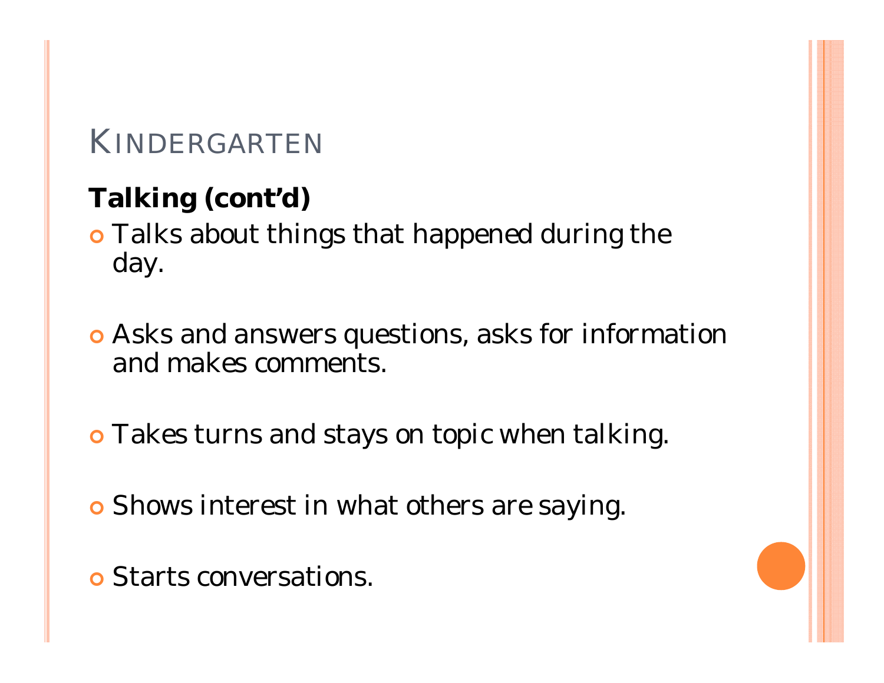# Kindergarten

**Talking (cont'd)**

- Talks about things that happened during the day.
- Asks and answers questions, asks for information and makes comments.
- Takes turns and stays on topic when talking.
- Shows interest in what others are saying.
- Starts conversations.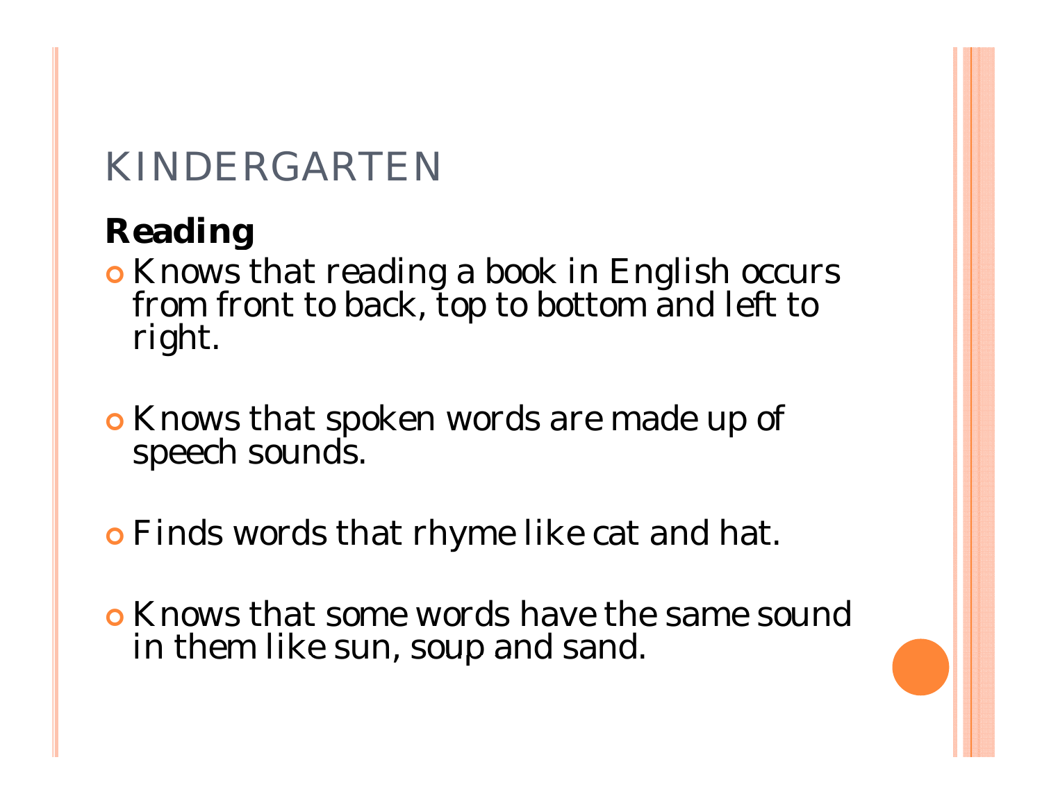# KINDERGARTEN

**Reading**

- Knows that reading a book in English occurs from front to back, top to bottom and left to right.

- Knows that spoken words are made up of speech sounds.

- Finds words that rhyme like cat and hat.

- Knows that some words have the same sound in them like sun, soup and sand.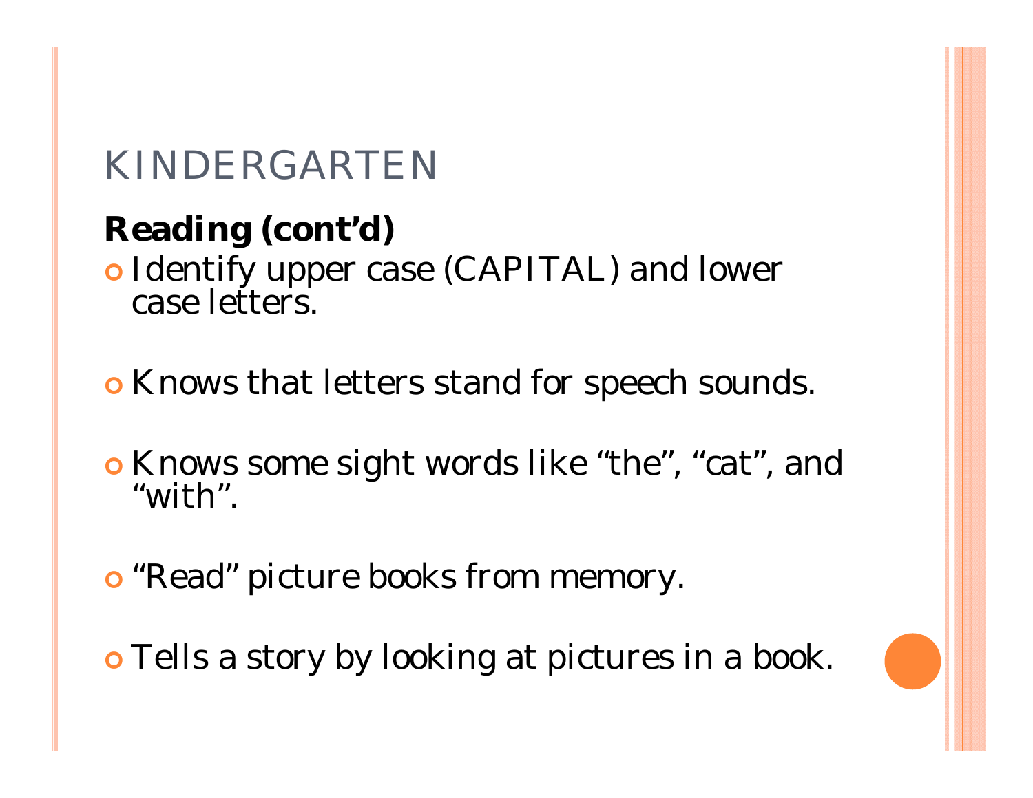# KINDERGARTEN

**Reading (cont'd)**

- Identify upper case (CAPITAL) and lower case letters.
- Knows that letters stand for speech sounds.
- Knows some sight words like "the", "cat", and "with".
- "Read" picture books from memory.
- Tells a story by looking at pictures in a book.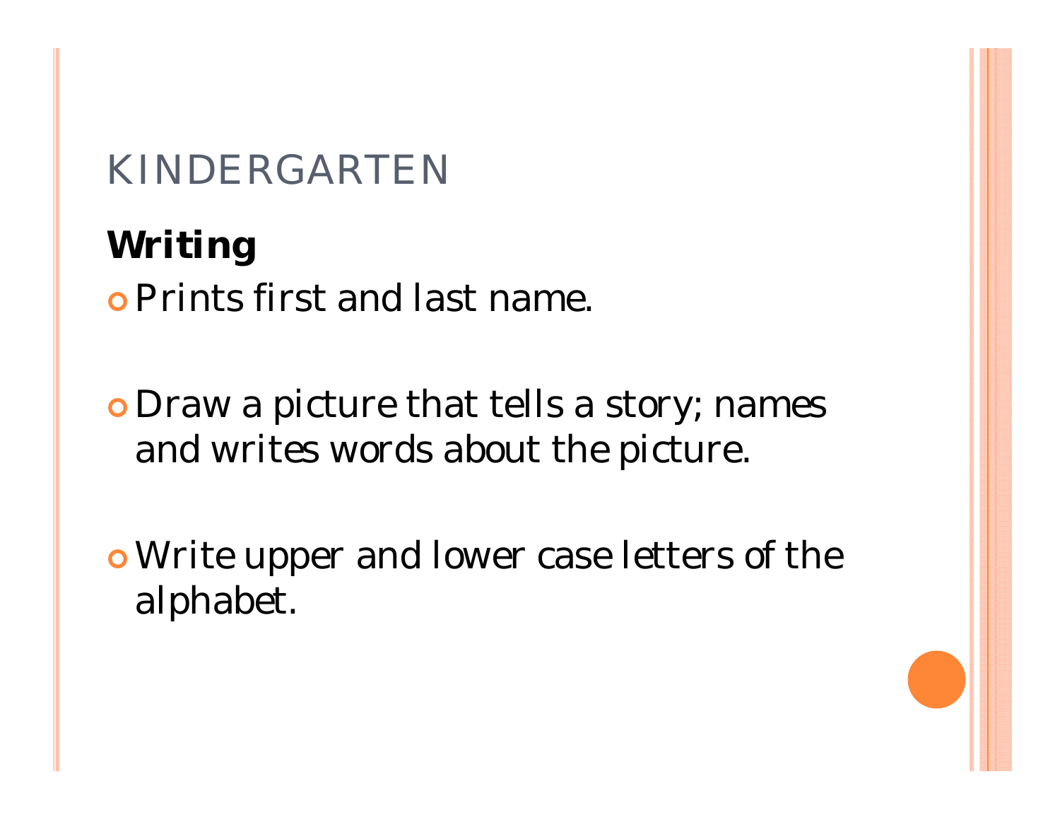# KINDERGARTEN

**Writing**

- Prints first and last name.
- Draw a picture that tells a story; names and writes words about the picture.
- Write upper and lower case letters of the alphabet.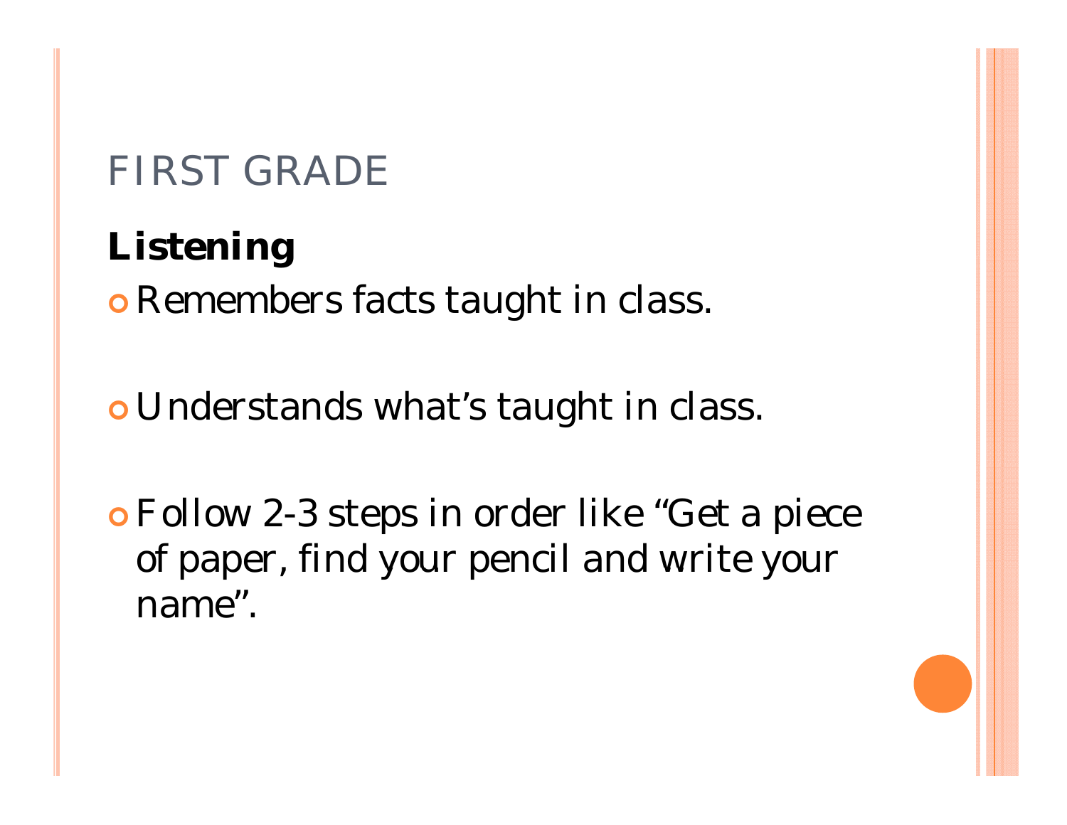# FIRST GRADE

**Listening**

- Remembers facts taught in class.
- Understands what's taught in class.
- Follow 2-3 steps in order like "Get a piece of paper, find your pencil and write your name".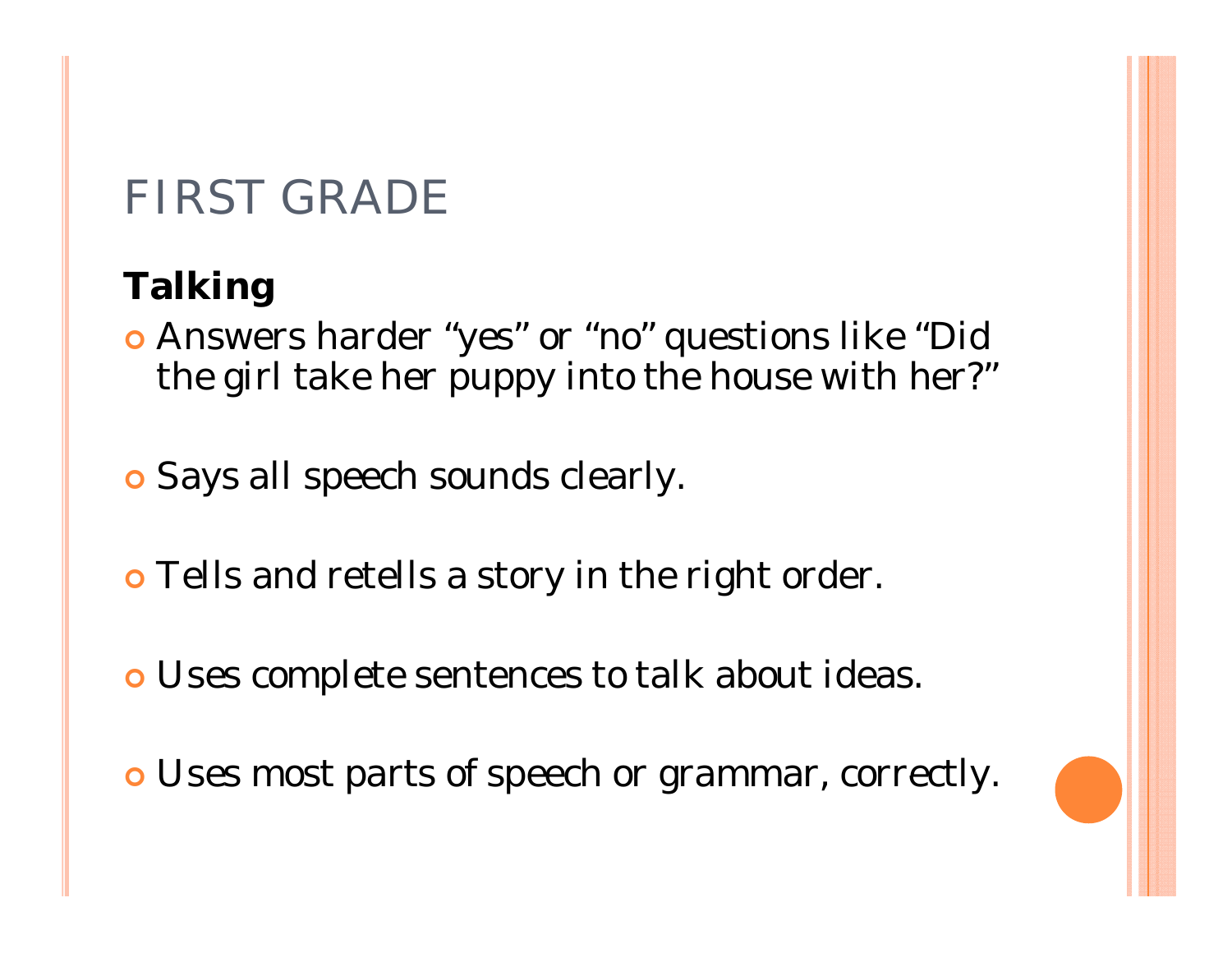# FIRST GRADE

**Talking**

- Answers harder "yes" or "no" questions like "Did the girl take her puppy into the house with her?"
- Says all speech sounds clearly.
- Tells and retells a story in the right order.
- Uses complete sentences to talk about ideas.
- Uses most parts of speech or grammar, correctly.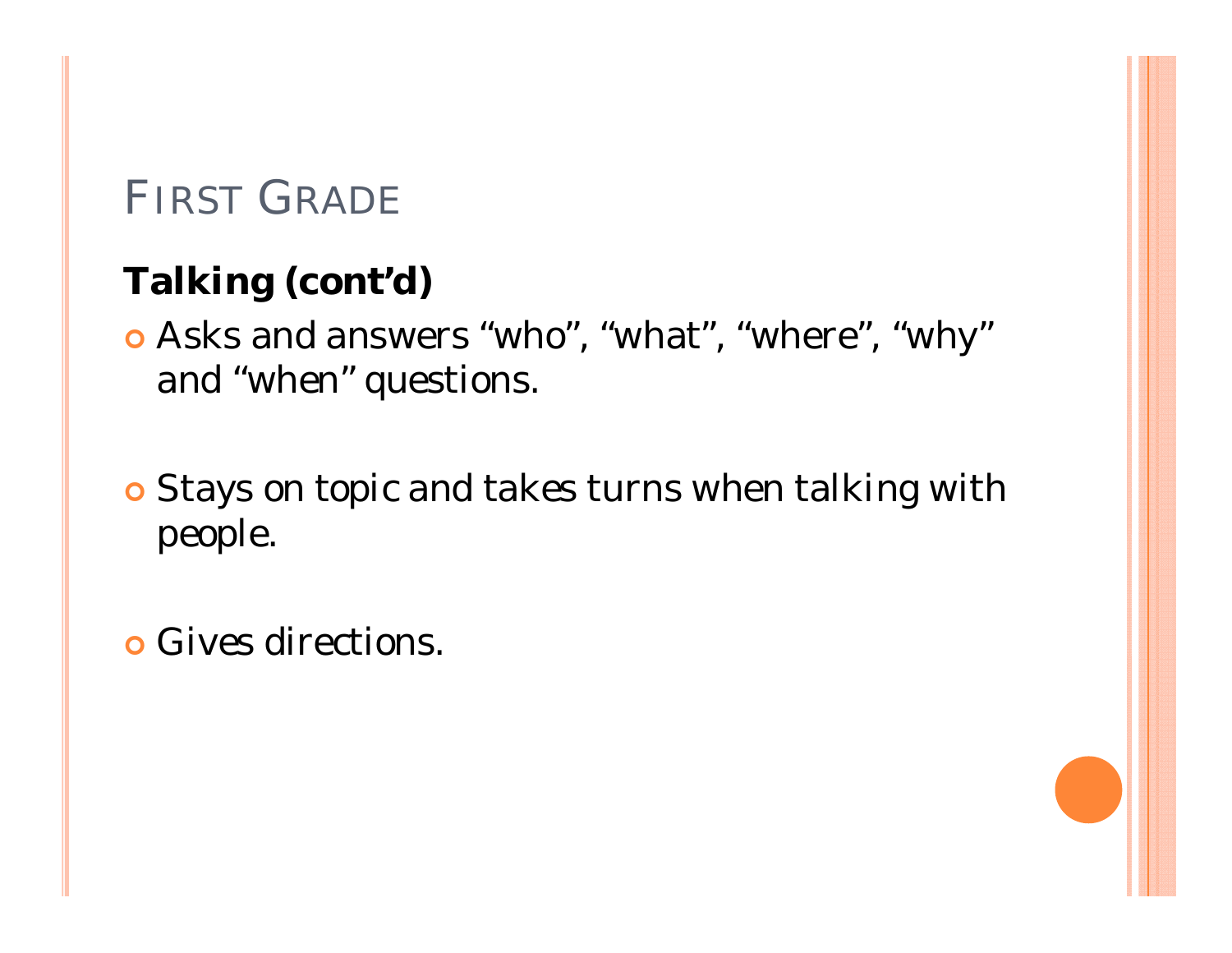# First Grade

**Talking (cont'd)**

- Asks and answers "who", "what", "where", "why" and "when" questions.
- Stays on topic and takes turns when talking with people.
- Gives directions.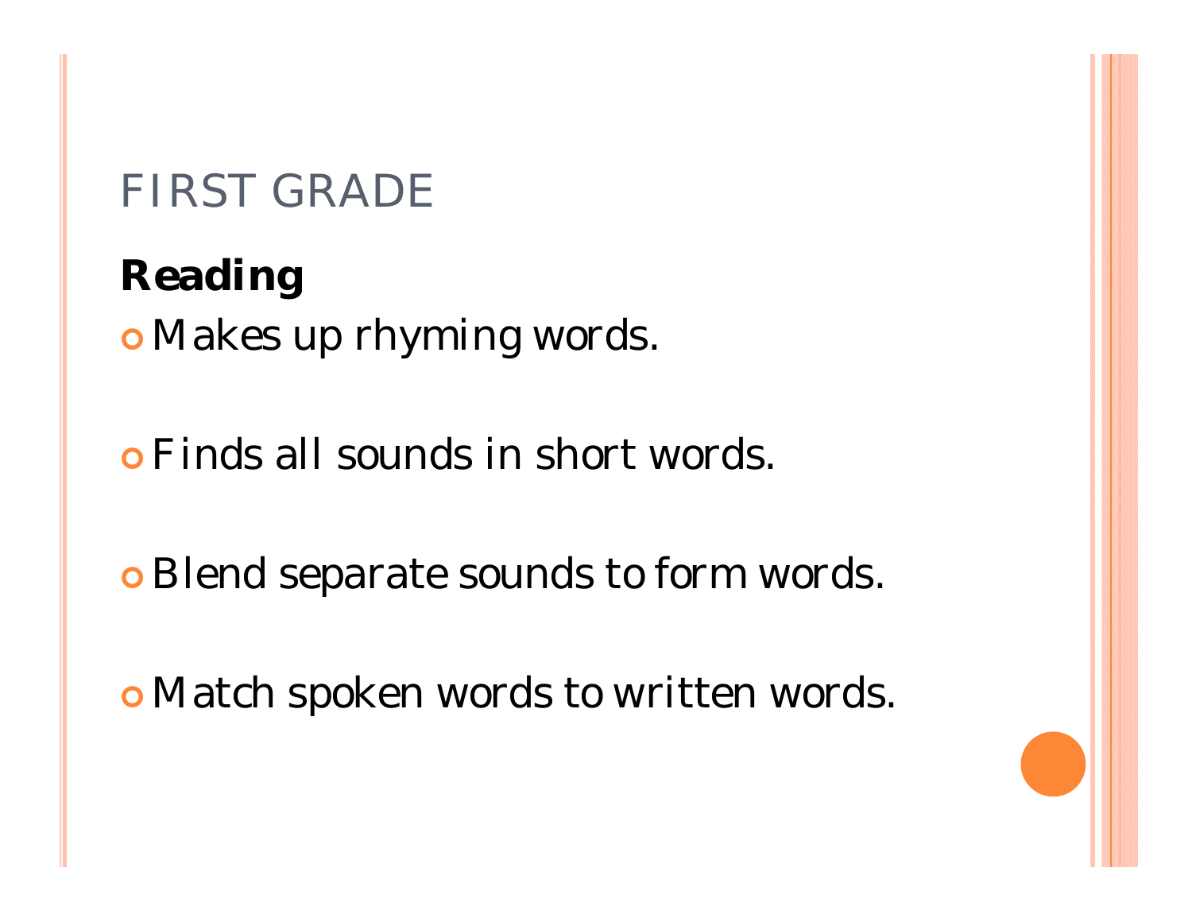# FIRST GRADE

**Reading**

- Makes up rhyming words.
- Finds all sounds in short words.
- Blend separate sounds to form words.
- Match spoken words to written words.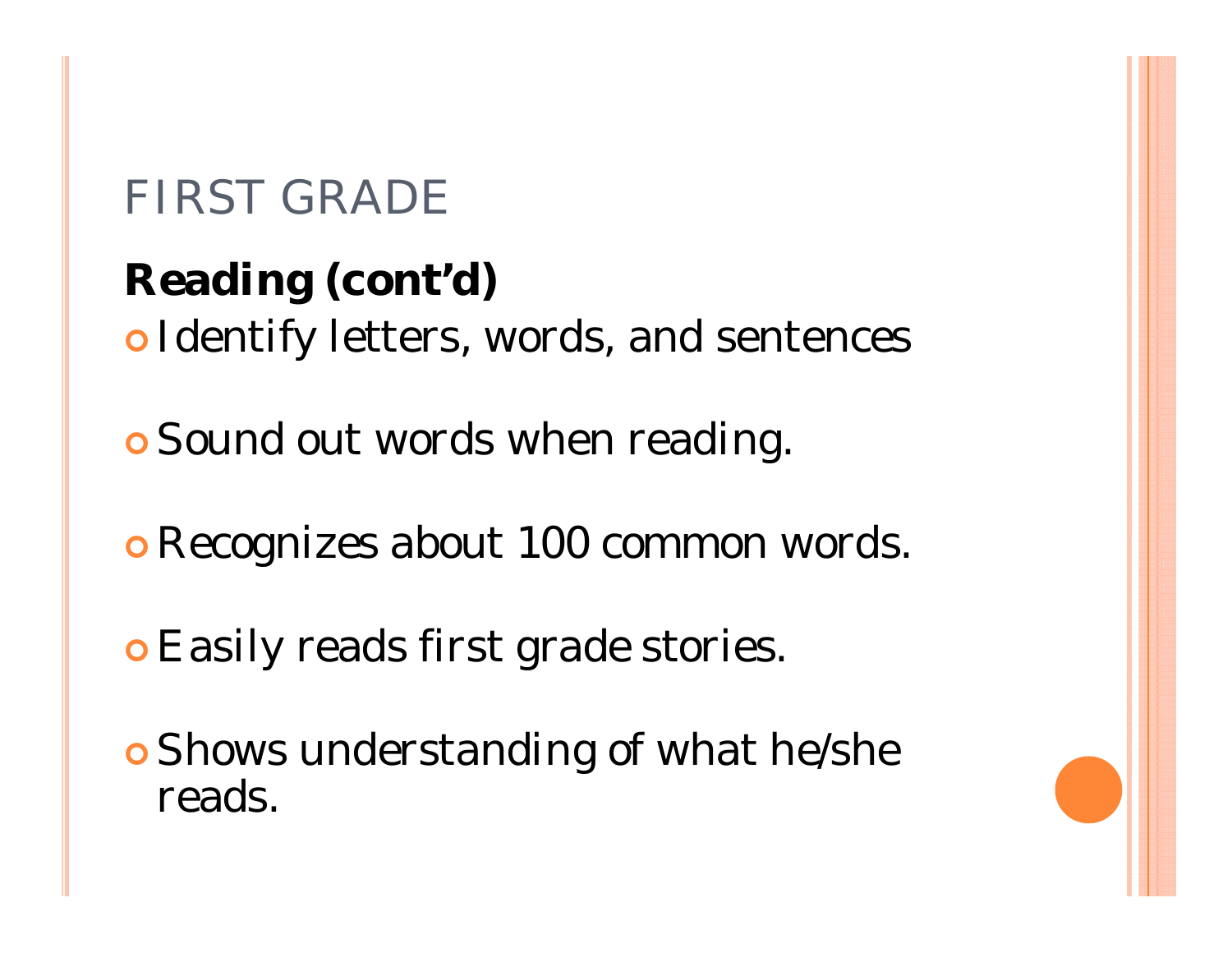# FIRST GRADE

**Reading (cont'd)**

- Identify letters, words, and sentences
- Sound out words when reading.
- Recognizes about 100 common words.
- Easily reads first grade stories.
- Shows understanding of what he/she reads.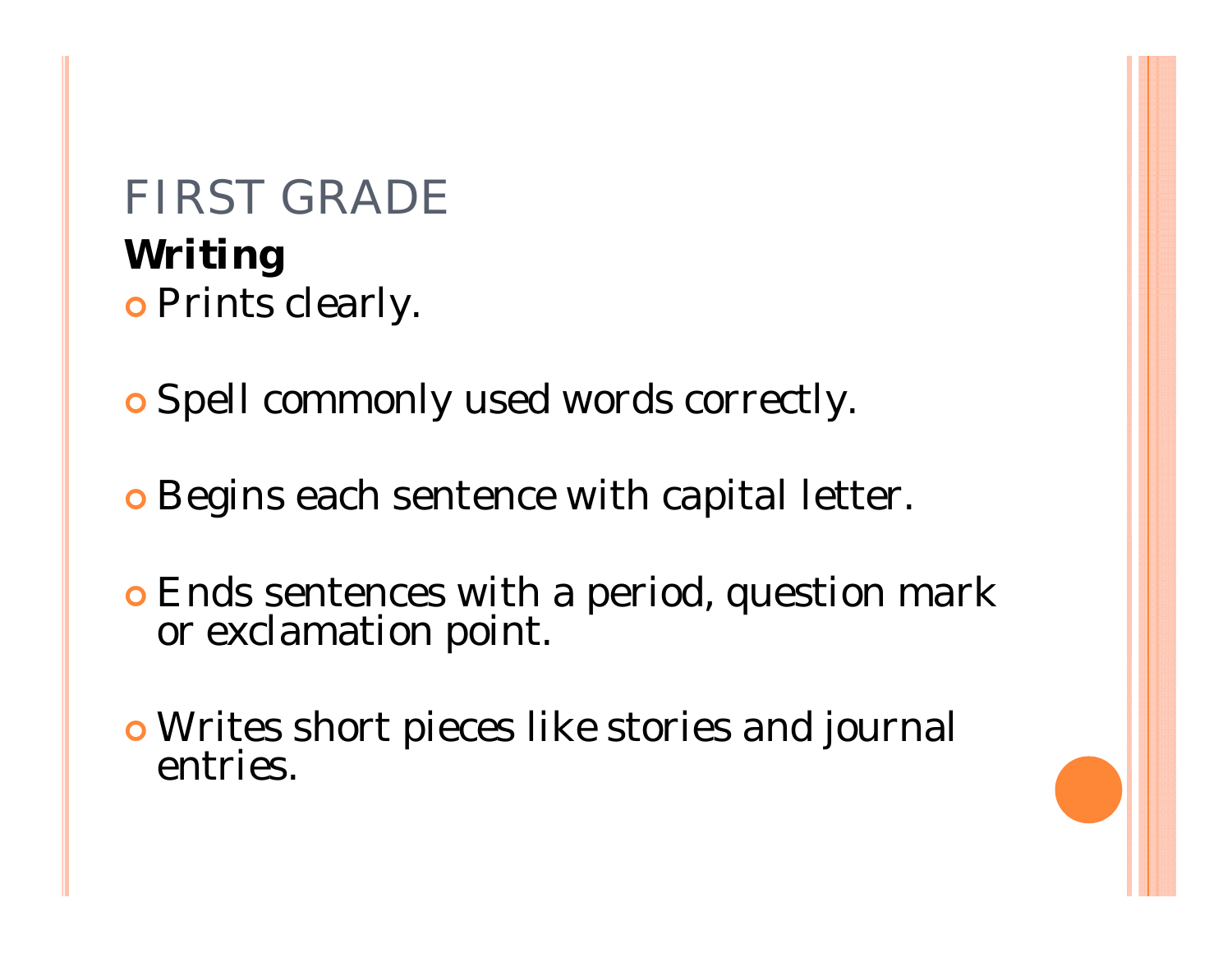# FIRST GRADE

**Writing**

- Prints clearly.
- Spell commonly used words correctly.
- Begins each sentence with capital letter.
- Ends sentences with a period, question mark or exclamation point.
- Writes short pieces like stories and journal entries.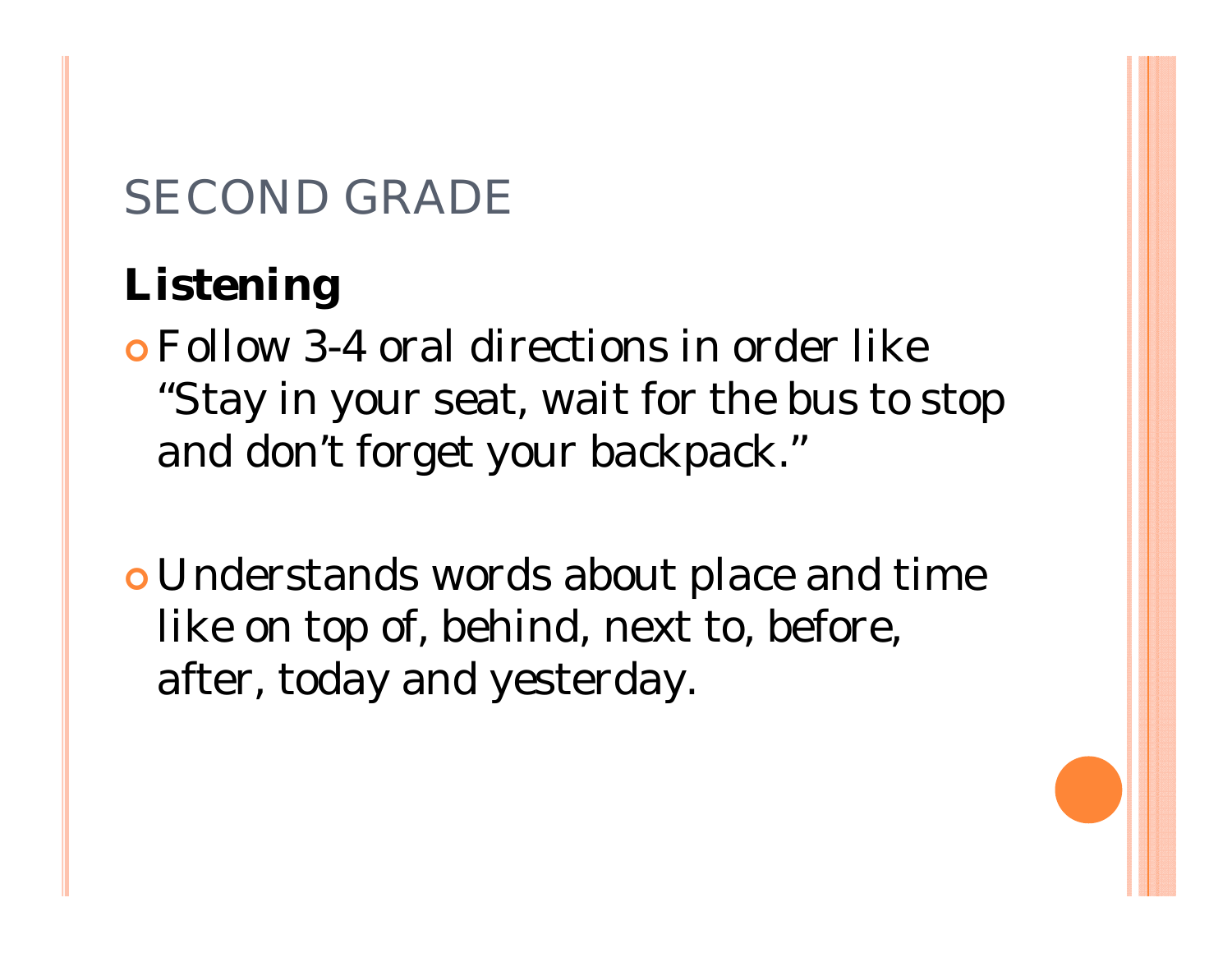# SECOND GRADE

**Listening**

- Follow 3-4 oral directions in order like "Stay in your seat, wait for the bus to stop and don't forget your backpack."

- Understands words about place and time like on top of, behind, next to, before, after, today and yesterday.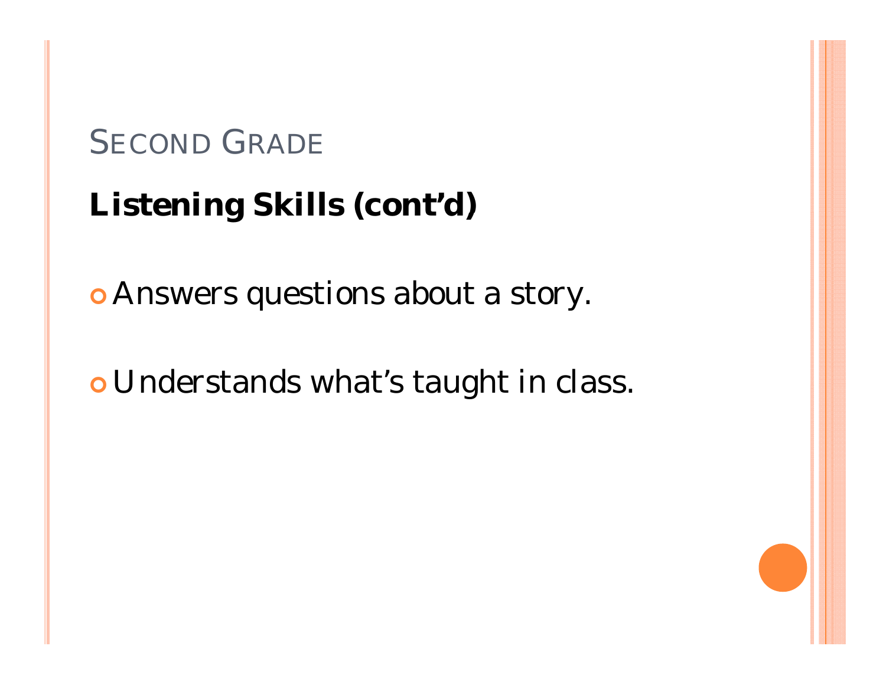# SECOND GRADE

**Listening Skills (cont'd)**

- Answers questions about a story.
- Understands what's taught in class.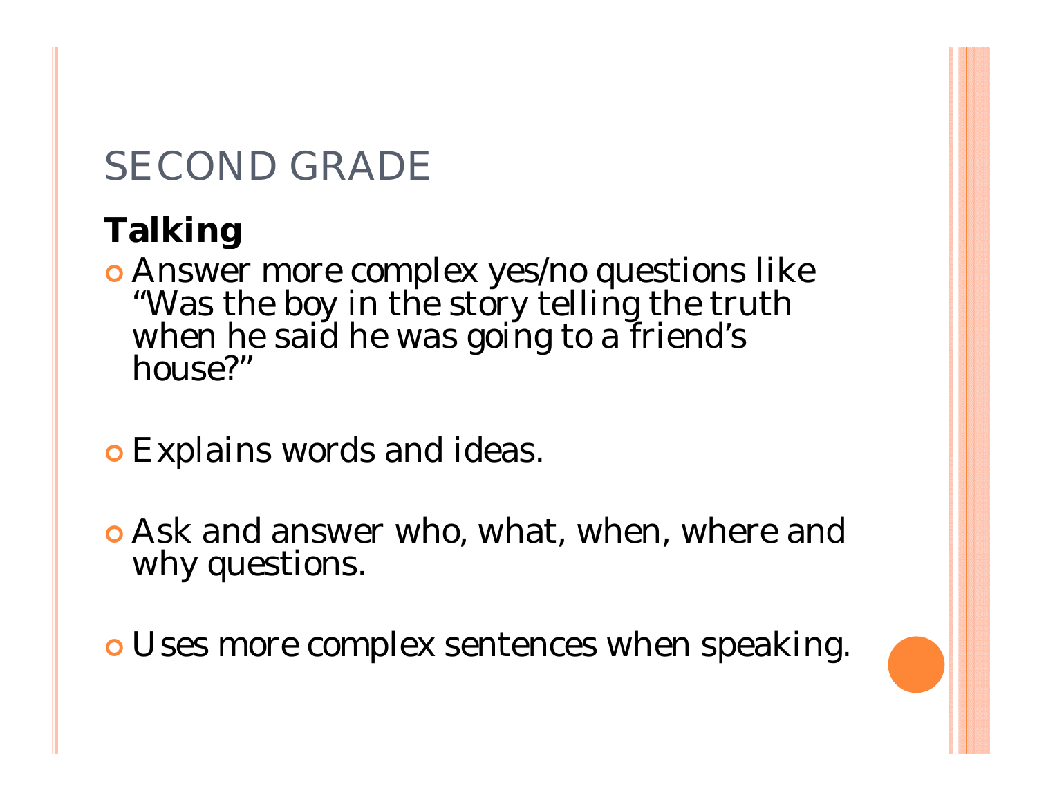# SECOND GRADE

**Talking**

- Answer more complex yes/no questions like "Was the boy in the story telling the truth when he said he was going to a friend's house?"

- Explains words and ideas.

- Ask and answer who, what, when, where and why questions.

- Uses more complex sentences when speaking.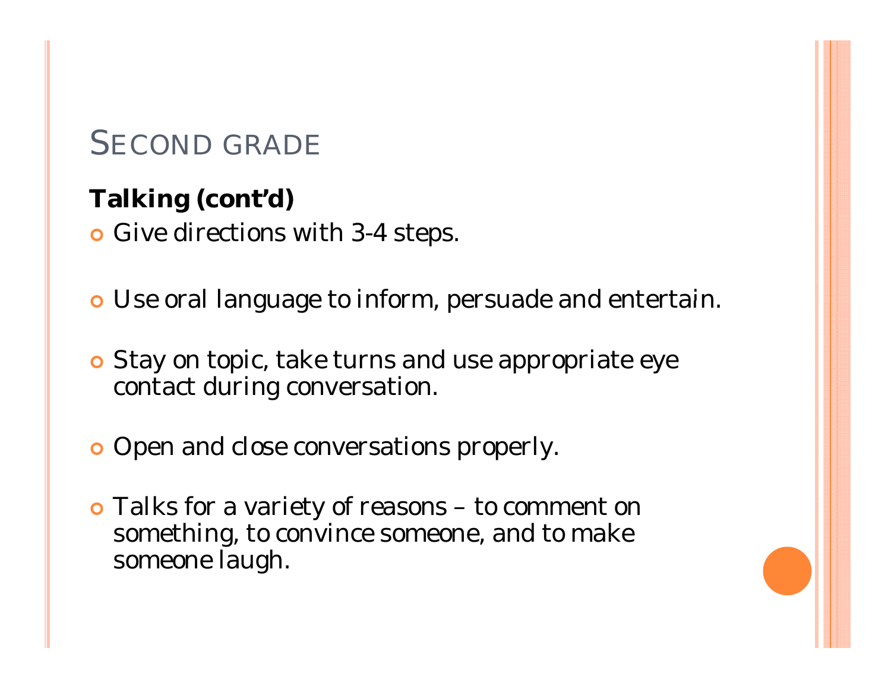# SECOND GRADE

**Talking (cont'd)**

- Give directions with 3-4 steps.
- Use oral language to inform, persuade and entertain.
- Stay on topic, take turns and use appropriate eye contact during conversation.
- Open and close conversations properly.
- Talks for a variety of reasons – to comment on something, to convince someone, and to make someone laugh.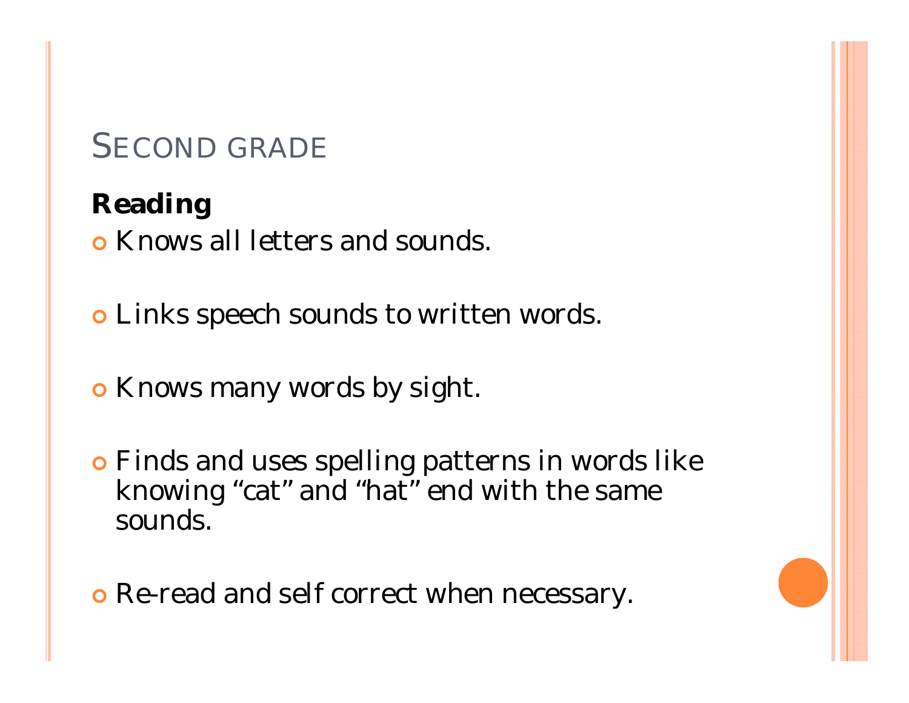# SECOND GRADE

**Reading**

- Knows all letters and sounds.
- Links speech sounds to written words.
- Knows many words by sight.
- Finds and uses spelling patterns in words like knowing "cat" and "hat" end with the same sounds.
- Re-read and self correct when necessary.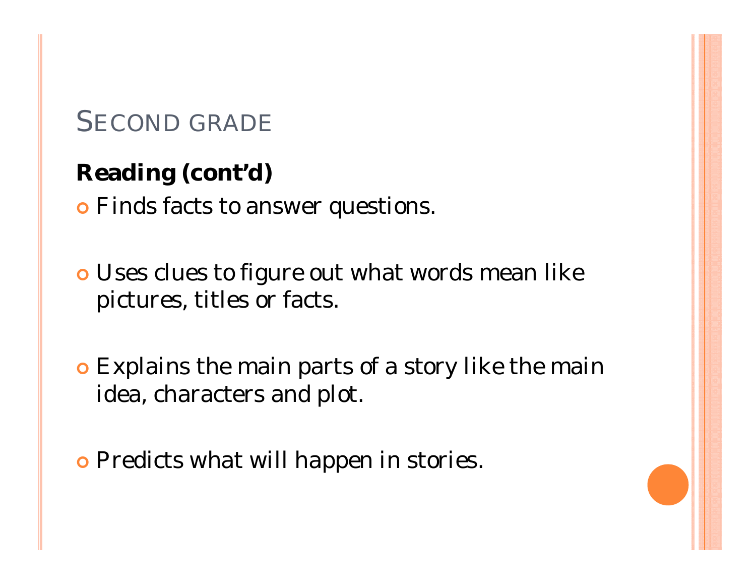# SECOND GRADE

**Reading (cont'd)**

- Finds facts to answer questions.
- Uses clues to figure out what words mean like pictures, titles or facts.
- Explains the main parts of a story like the main idea, characters and plot.
- Predicts what will happen in stories.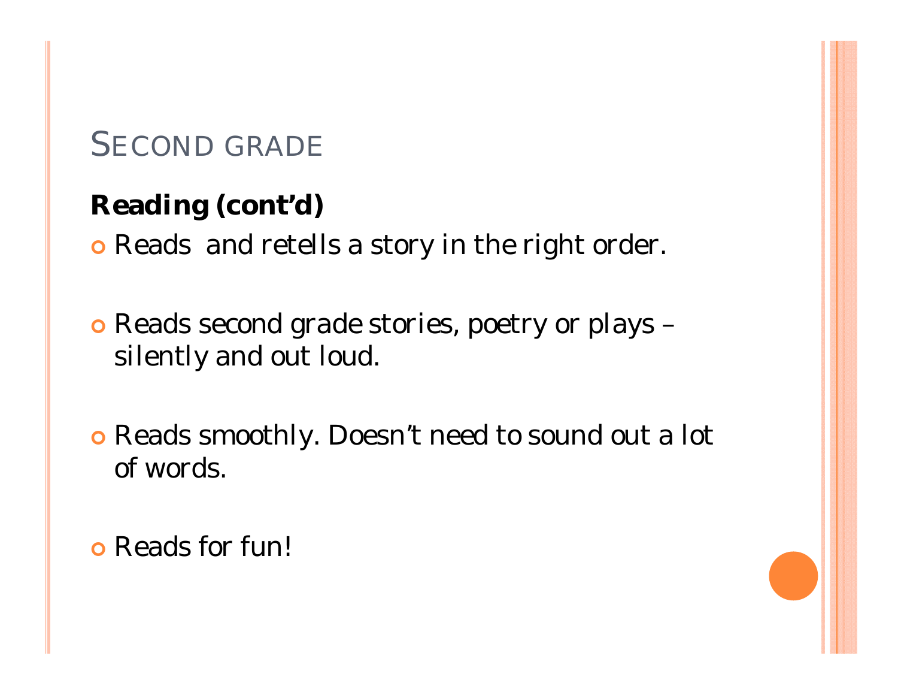# SECOND GRADE

**Reading (cont'd)**

- Reads  and retells a story in the right order.
- Reads second grade stories, poetry or plays – silently and out loud.
- Reads smoothly. Doesn't need to sound out a lot of words.
- Reads for fun!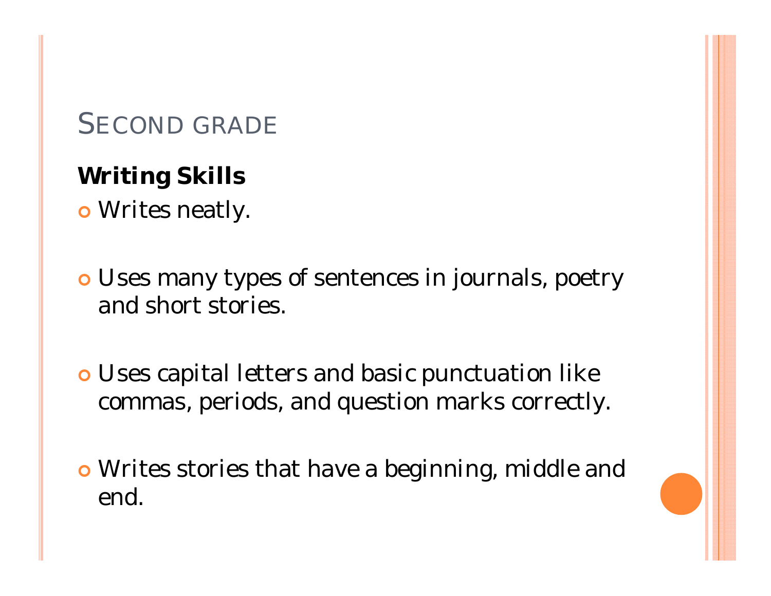# SECOND GRADE

**Writing Skills**

- Writes neatly.
- Uses many types of sentences in journals, poetry and short stories.
- Uses capital letters and basic punctuation like commas, periods, and question marks correctly.
- Writes stories that have a beginning, middle and end.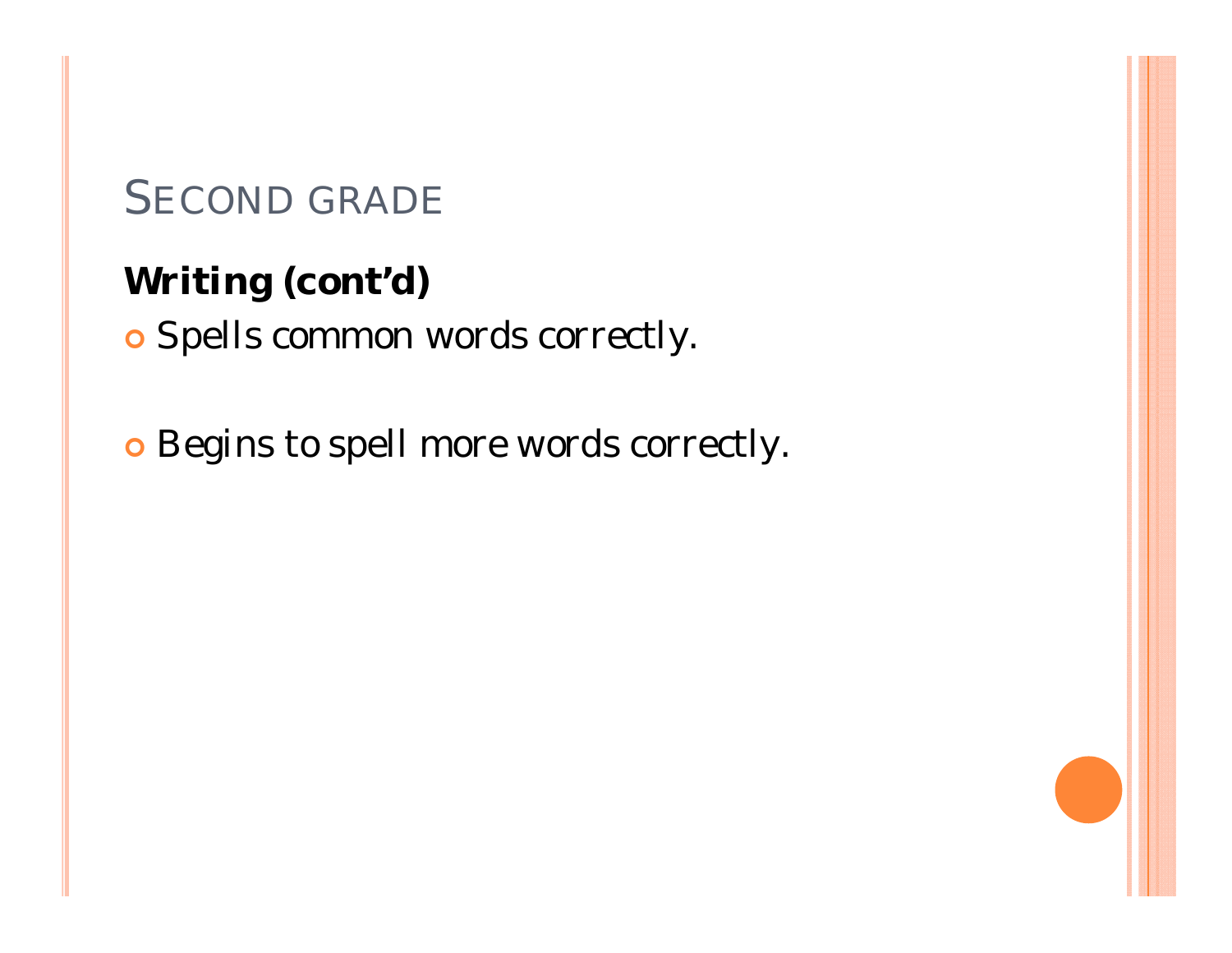# SECOND GRADE

**Writing (cont'd)**

- Spells common words correctly.
- Begins to spell more words correctly.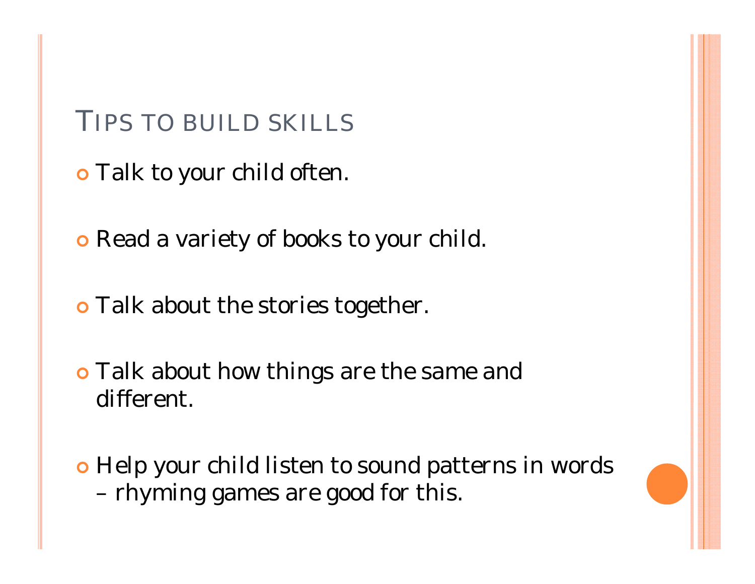## TIPS TO BUILD SKILLS

- Talk to your child often.
- Read a variety of books to your child.
- Talk about the stories together.
- Talk about how things are the same and different.
- Help your child listen to sound patterns in words – rhyming games are good for this.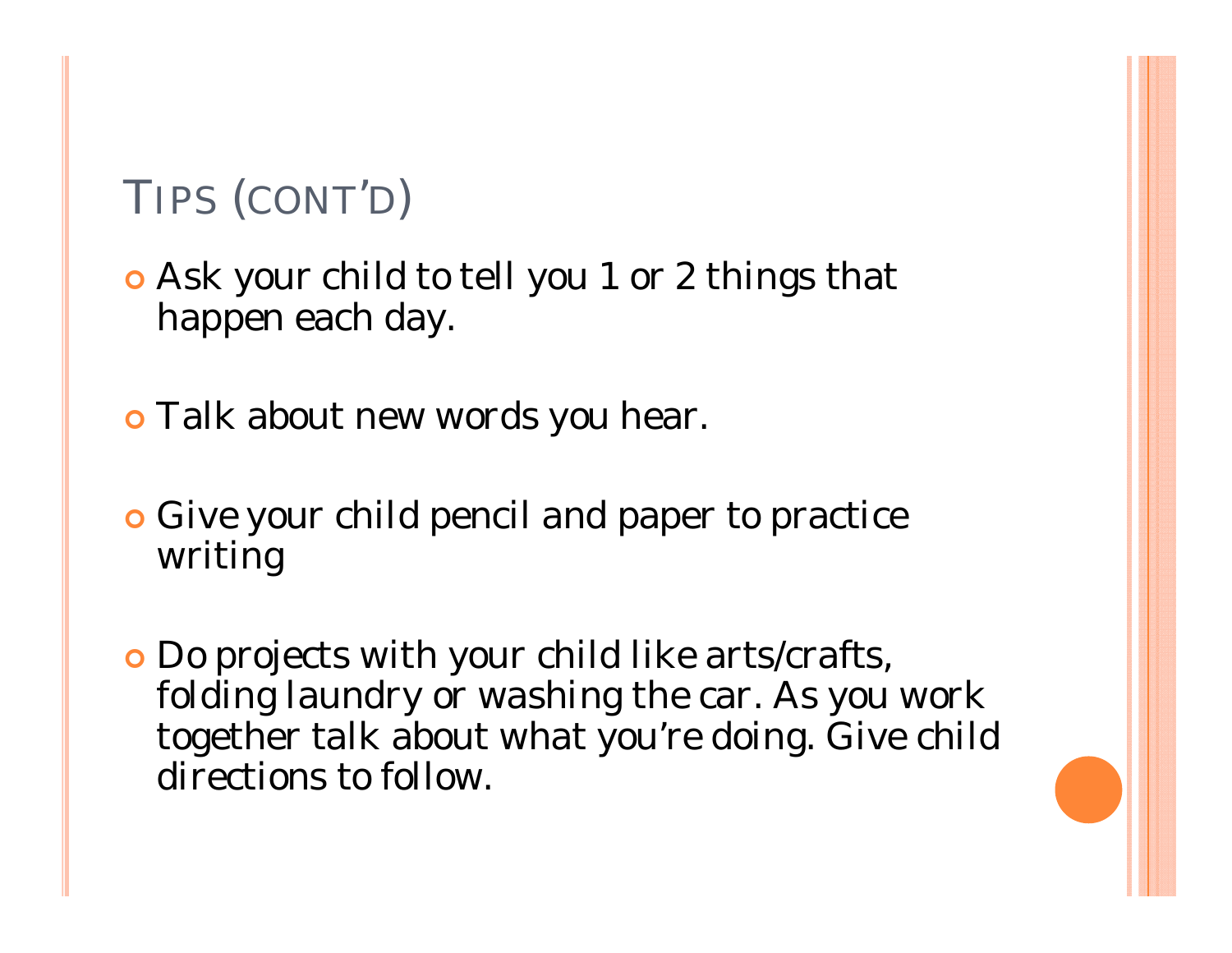# TIPS (CONT'D)

- Ask your child to tell you 1 or 2 things that happen each day.
- Talk about new words you hear.
- Give your child pencil and paper to practice writing
- Do projects with your child like arts/crafts, folding laundry or washing the car. As you work together talk about what you're doing. Give child directions to follow.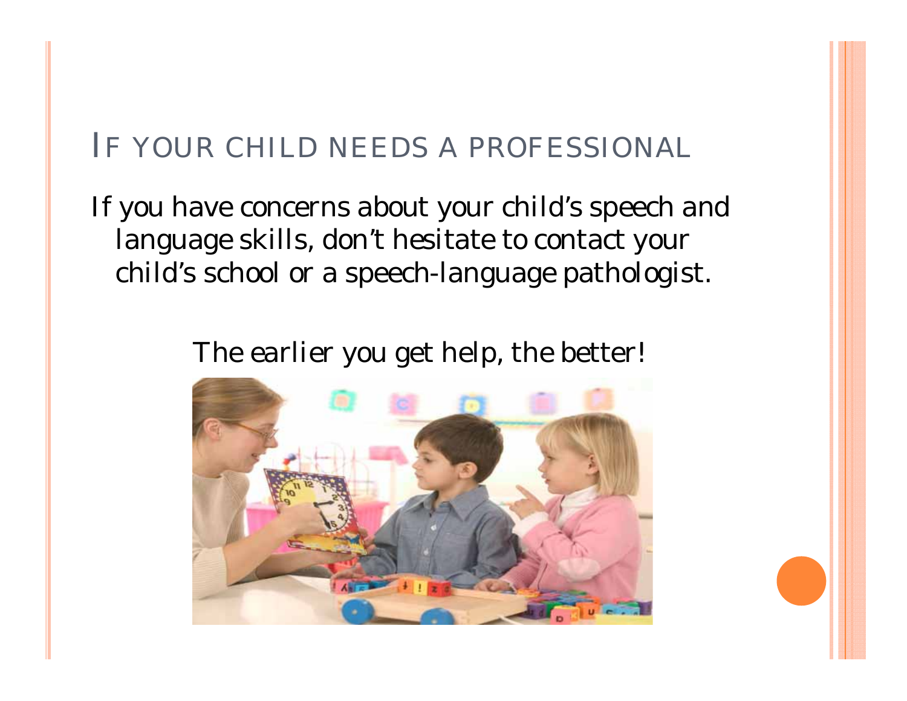## IF YOUR CHILD NEEDS A PROFESSIONAL

If you have concerns about your child's speech and language skills, don't hesitate to contact your child's school or a speech-language pathologist.

The earlier you get help, the better!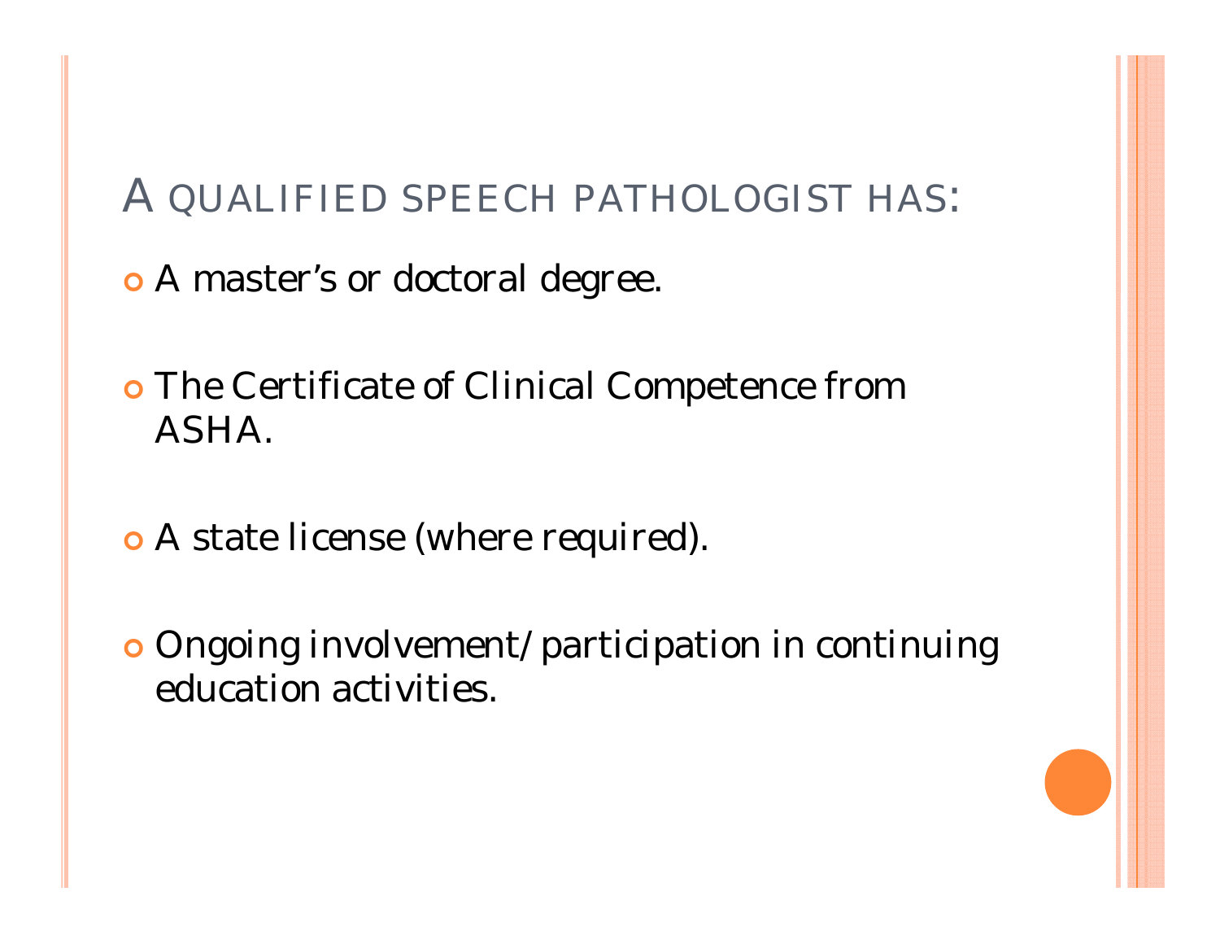# A QUALIFIED SPEECH PATHOLOGIST HAS:

- A master's or doctoral degree.
- The Certificate of Clinical Competence from ASHA.
- A state license (where required).
- Ongoing involvement/participation in continuing education activities.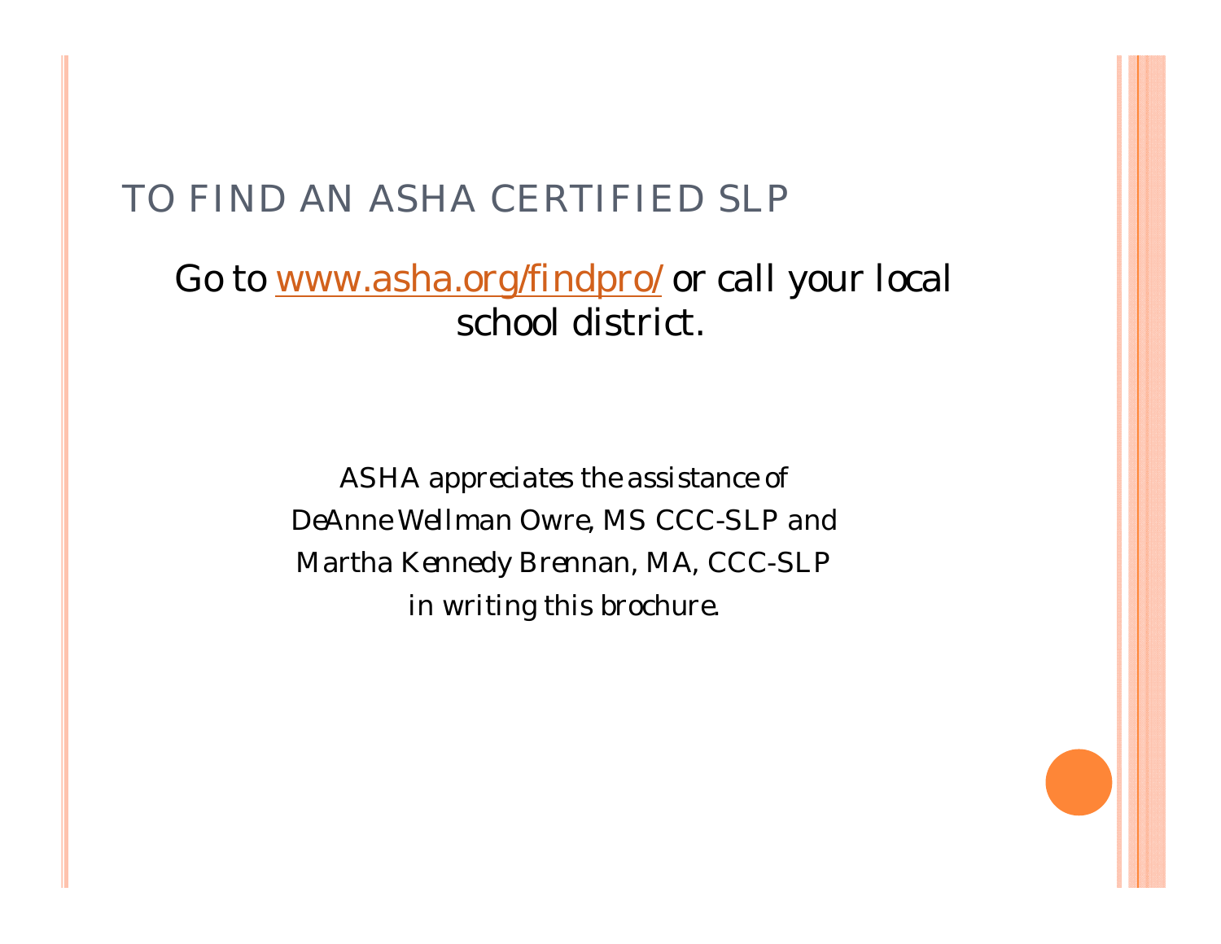# TO FIND AN ASHA CERTIFIED SLP

Go to [www.asha.org/findpro/](www.asha.org/findpro/) or call your local school district.

ASHA appreciates the assistance of
DeAnne Wellman Owre, MS CCC-SLP and
Martha Kennedy Brennan, MA, CCC-SLP
in writing this brochure.